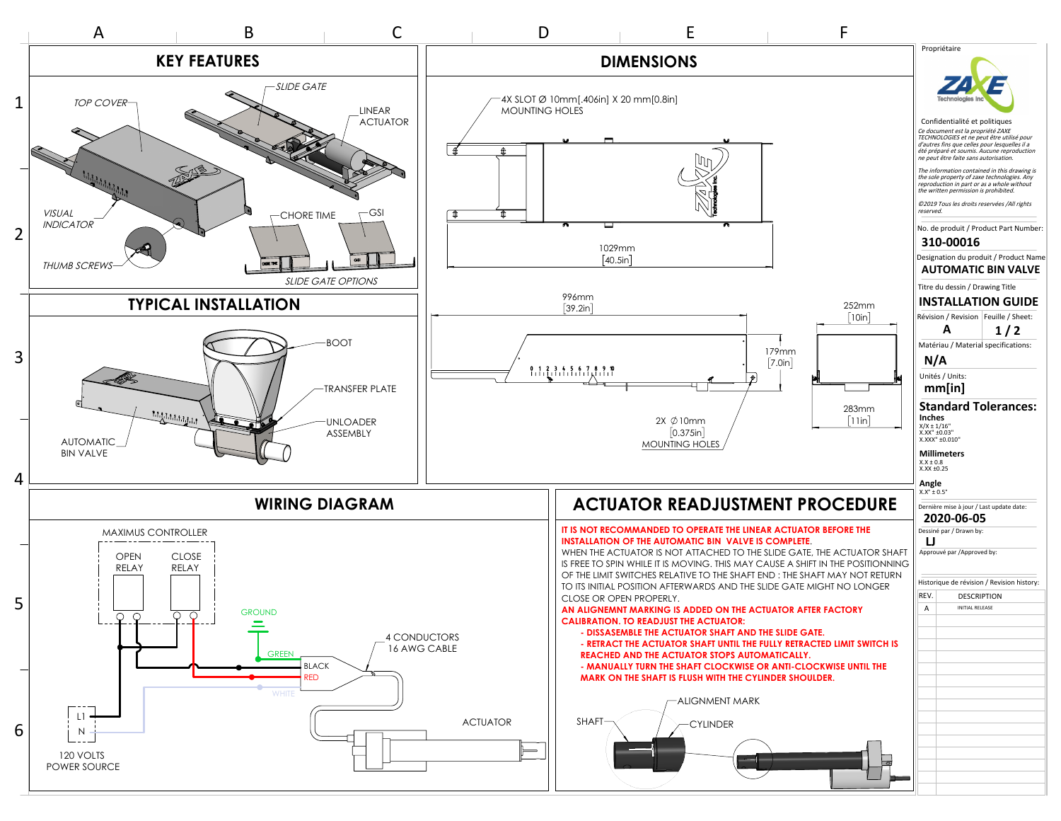## KEY FEATURES

TOP COVER
SLIDE GATE
LINEAR ACTUATOR
VISUAL INDICATOR
THUMB SCREWS
CHORE TIME
GSI
SLIDE GATE OPTIONS

## TYPICAL INSTALLATION

BOOT
TRANSFER PLATE
UNLOADER ASSEMBLY
AUTOMATIC BIN VALVE

## DIMENSIONS

4X SLOT Ø 10mm[.406in] X 20 mm[0.8in] MOUNTING HOLES

1029mm [40.5in]

996mm [39.2in]

179mm [7.0in]

252mm [10in]

283mm [11in]

2X Ø10mm [0.375in] MOUNTING HOLES

## WIRING DIAGRAM

MAXIMUS CONTROLLER

OPEN RELAY
CLOSE RELAY

GROUND
GREEN
BLACK
RED
WHITE

4 CONDUCTORS 16 AWG CABLE

ACTUATOR

L1
N

120 VOLTS POWER SOURCE

## ACTUATOR READJUSTMENT PROCEDURE

**IT IS NOT RECOMMANDED TO OPERATE THE LINEAR ACTUATOR BEFORE THE INSTALLATION OF THE AUTOMATIC BIN VALVE IS COMPLETE.**

WHEN THE ACTUATOR IS NOT ATTACHED TO THE SLIDE GATE, THE ACTUATOR SHAFT IS FREE TO SPIN WHILE IT IS MOVING. THIS MAY CAUSE A SHIFT IN THE POSITIONNING OF THE LIMIT SWITCHES RELATIVE TO THE SHAFT END : THE SHAFT MAY NOT RETURN TO ITS INITIAL POSITION AFTERWARDS AND THE SLIDE GATE MIGHT NO LONGER CLOSE OR OPEN PROPERLY.

**AN ALIGNEMNT MARKING IS ADDED ON THE ACTUATOR AFTER FACTORY CALIBRATION. TO READJUST THE ACTUATOR:**

- **DISSASEMBLE THE ACTUATOR SHAFT AND THE SLIDE GATE.**
- **RETRACT THE ACTUATOR SHAFT UNTIL THE FULLY RETRACTED LIMIT SWITCH IS REACHED AND THE ACTUATOR STOPS AUTOMATICALLY.**
- **MANUALLY TURN THE SHAFT CLOCKWISE OR ANTI-CLOCKWISE UNTIL THE MARK ON THE SHAFT IS FLUSH WITH THE CYLINDER SHOULDER.**

ALIGNMENT MARK
SHAFT
CYLINDER

---

Propriétaire

ZAXE Technologies Inc

Confidentialité et politiques

*Ce document est la propriété ZAXE TECHNOLOGIES et ne peut être utilisé pour d'autres fins que celles pour lesquelles il a été préparé et soumis. Aucune reproduction ne peut être faite sans autorisation.*

*The information contained in this drawing is the sole property of zaxe technologies. Any reproduction in part or as a whole without the written permission is prohibited.*

*©2019 Tous les droits reservées /All rights reserved.*

No. de produit / Product Part Number: **310-00016**

Designation du produit / Product Name: **AUTOMATIC BIN VALVE**

Titre du dessin / Drawing Title: **INSTALLATION GUIDE**

Révision / Revision: **A** — Feuille / Sheet: **1 / 2**

Matériau / Material specifications: **N/A**

Unités / Units: **mm[in]**

**Standard Tolerances:**

**Inches**
X/X ± 1/16"
X.XX" ±0.03"
X.XXX" ±0.010"

**Millimeters**
X.X ± 0.8
X.XX ±0.25

**Angle**
X.X° ± 0.5°

Dernière mise à jour / Last update date: **2020-06-05**

Dessiné par / Drawn by: **LJ**

Approuvé par /Approved by:

Historique de révision / Revision history:

| REV. | DESCRIPTION |
|---|---|
| A | INITIAL RELEASE |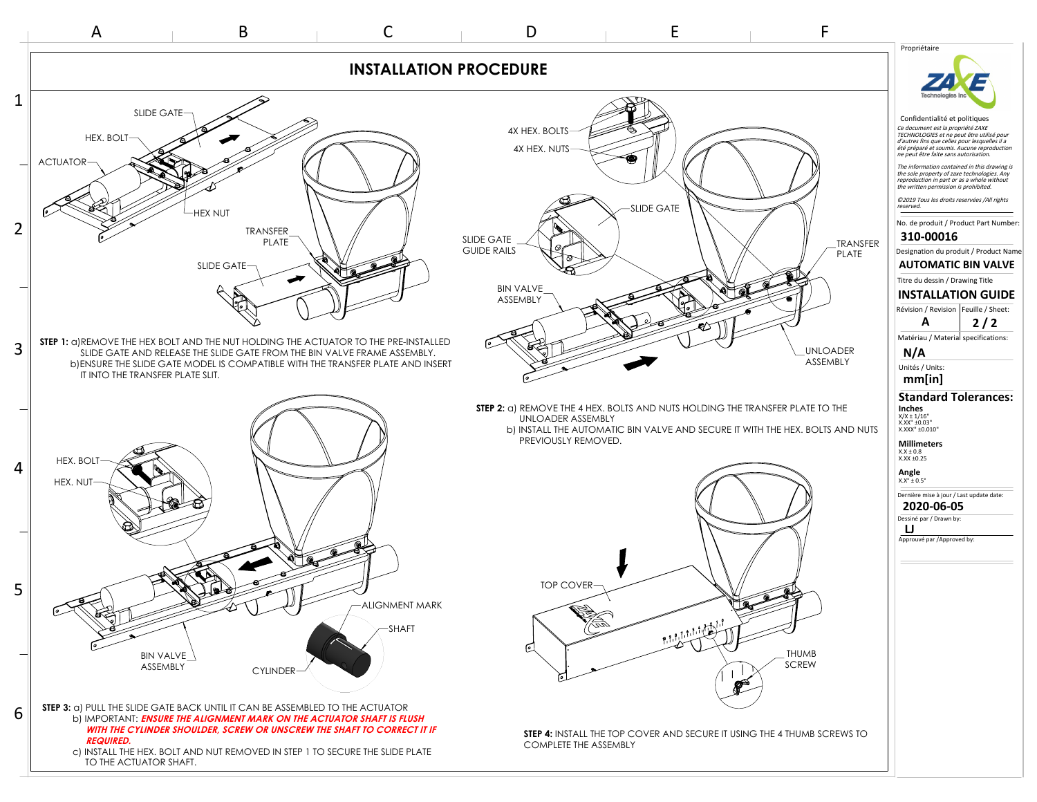# INSTALLATION PROCEDURE

SLIDE GATE
HEX. BOLT
ACTUATOR
HEX NUT
TRANSFER PLATE
SLIDE GATE

**STEP 1:** a)REMOVE THE HEX BOLT AND THE NUT HOLDING THE ACTUATOR TO THE PRE-INSTALLED SLIDE GATE AND RELEASE THE SLIDE GATE FROM THE BIN VALVE FRAME ASSEMBLY.
b)ENSURE THE SLIDE GATE MODEL IS COMPATIBLE WITH THE TRANSFER PLATE AND INSERT IT INTO THE TRANSFER PLATE SLIT.

4X HEX. BOLTS
4X HEX. NUTS
SLIDE GATE
SLIDE GATE GUIDE RAILS
BIN VALVE ASSEMBLY
TRANSFER PLATE
UNLOADER ASSEMBLY

**STEP 2:** a) REMOVE THE 4 HEX. BOLTS AND NUTS HOLDING THE TRANSFER PLATE TO THE UNLOADER ASSEMBLY
b) INSTALL THE AUTOMATIC BIN VALVE AND SECURE IT WITH THE HEX. BOLTS AND NUTS PREVIOUSLY REMOVED.

HEX. BOLT
HEX. NUT
ALIGNMENT MARK
SHAFT
BIN VALVE ASSEMBLY
CYLINDER

**STEP 3:** a) PULL THE SLIDE GATE BACK UNTIL IT CAN BE ASSEMBLED TO THE ACTUATOR
b) IMPORTANT: ***ENSURE THE ALIGNMENT MARK ON THE ACTUATOR SHAFT IS FLUSH WITH THE CYLINDER SHOULDER, SCREW OR UNSCREW THE SHAFT TO CORRECT IT IF REQUIRED.***
c) INSTALL THE HEX. BOLT AND NUT REMOVED IN STEP 1 TO SECURE THE SLIDE PLATE TO THE ACTUATOR SHAFT.

TOP COVER
THUMB SCREW

**STEP 4:** INSTALL THE TOP COVER AND SECURE IT USING THE 4 THUMB SCREWS TO COMPLETE THE ASSEMBLY

Propriétaire

Confidentialité et politiques

*Ce document est la propriété ZAXE TECHNOLOGIES et ne peut être utilisé pour d'autres fins que celles pour lesquelles il a été préparé et soumis. Aucune reproduction ne peut être faite sans autorisation.*

*The information contained in this drawing is the sole property of zaxe technologies. Any reproduction in part or as a whole without the written permission is prohibited.*

*©2019 Tous les droits reservées /All rights reserved.*

No. de produit / Product Part Number: **310-00016**

Designation du produit / Product Name: **AUTOMATIC BIN VALVE**

Titre du dessin / Drawing Title: **INSTALLATION GUIDE**

| Révision / Revision | Feuille / Sheet: |
| --- | --- |
| **A** | **2 / 2** |

Matériau / Material specifications: **N/A**

Unités / Units: **mm[in]**

**Standard Tolerances:**

**Inches**
X/X ± 1/16"
X.XX" ±0.03"
X.XXX" ±0.010"

**Millimeters**
X.X ± 0.8
X.XX ±0.25

**Angle**
X.X° ± 0.5°

Dernière mise à jour / Last update date: **2020-06-05**

Dessiné par / Drawn by: **LJ**

Approuvé par /Approved by: